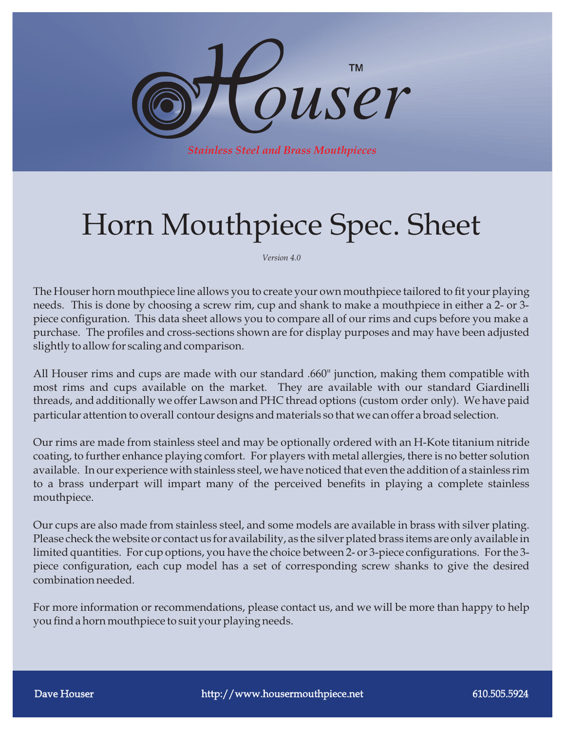Houser™

*Stainless Steel and Brass Mouthpieces*

# Horn Mouthpiece Spec. Sheet

*Version 4.0*

The Houser horn mouthpiece line allows you to create your own mouthpiece tailored to fit your playing needs. This is done by choosing a screw rim, cup and shank to make a mouthpiece in either a 2- or 3-piece configuration. This data sheet allows you to compare all of our rims and cups before you make a purchase. The profiles and cross-sections shown are for display purposes and may have been adjusted slightly to allow for scaling and comparison.

All Houser rims and cups are made with our standard .660" junction, making them compatible with most rims and cups available on the market. They are available with our standard Giardinelli threads, and additionally we offer Lawson and PHC thread options (custom order only). We have paid particular attention to overall contour designs and materials so that we can offer a broad selection.

Our rims are made from stainless steel and may be optionally ordered with an H-Kote titanium nitride coating, to further enhance playing comfort. For players with metal allergies, there is no better solution available. In our experience with stainless steel, we have noticed that even the addition of a stainless rim to a brass underpart will impart many of the perceived benefits in playing a complete stainless mouthpiece.

Our cups are also made from stainless steel, and some models are available in brass with silver plating. Please check the website or contact us for availability, as the silver plated brass items are only available in limited quantities. For cup options, you have the choice between 2- or 3-piece configurations. For the 3-piece configuration, each cup model has a set of corresponding screw shanks to give the desired combination needed.

For more information or recommendations, please contact us, and we will be more than happy to help you find a horn mouthpiece to suit your playing needs.

Dave Houser | http://www.housermouthpiece.net | 610.505.5924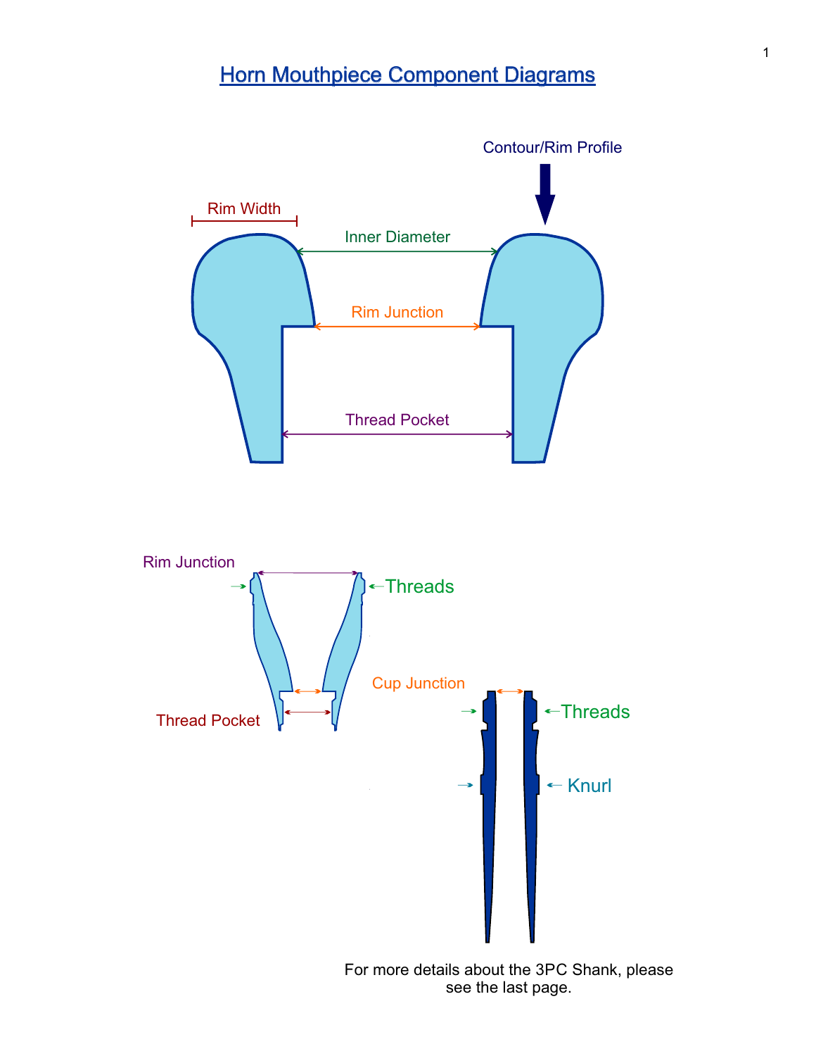# Horn Mouthpiece Component Diagrams

Contour/Rim Profile

Rim Width

Inner Diameter

Rim Junction

Thread Pocket

Rim Junction

Threads

Thread Pocket

Cup Junction

Threads

Knurl

For more details about the 3PC Shank, please see the last page.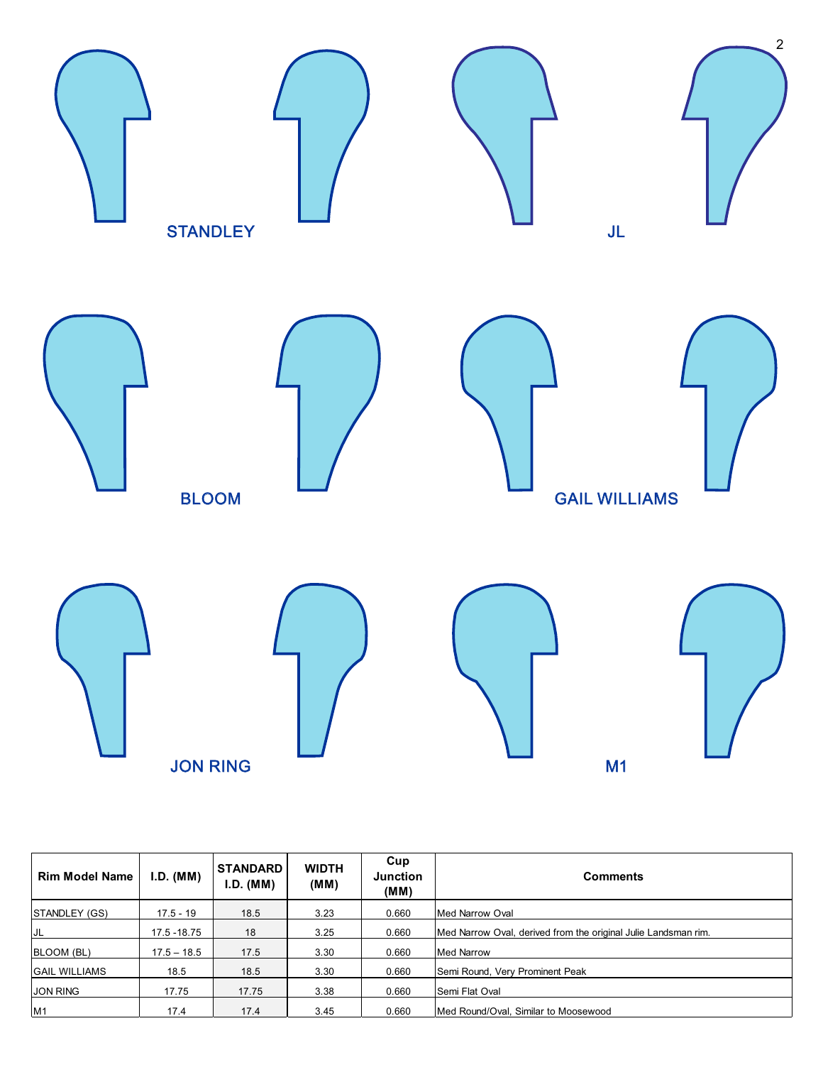STANDLEY

JL

BLOOM

GAIL WILLIAMS

JON RING

M1

| Rim Model Name | I.D. (MM) | STANDARD I.D. (MM) | WIDTH (MM) | Cup Junction (MM) | Comments |
| --- | --- | --- | --- | --- | --- |
| STANDLEY (GS) | 17.5 - 19 | 18.5 | 3.23 | 0.660 | Med Narrow Oval |
| JL | 17.5 -18.75 | 18 | 3.25 | 0.660 | Med Narrow Oval, derived from the original Julie Landsman rim. |
| BLOOM (BL) | 17.5 – 18.5 | 17.5 | 3.30 | 0.660 | Med Narrow |
| GAIL WILLIAMS | 18.5 | 18.5 | 3.30 | 0.660 | Semi Round, Very Prominent Peak |
| JON RING | 17.75 | 17.75 | 3.38 | 0.660 | Semi Flat Oval |
| M1 | 17.4 | 17.4 | 3.45 | 0.660 | Med Round/Oval, Similar to Moosewood |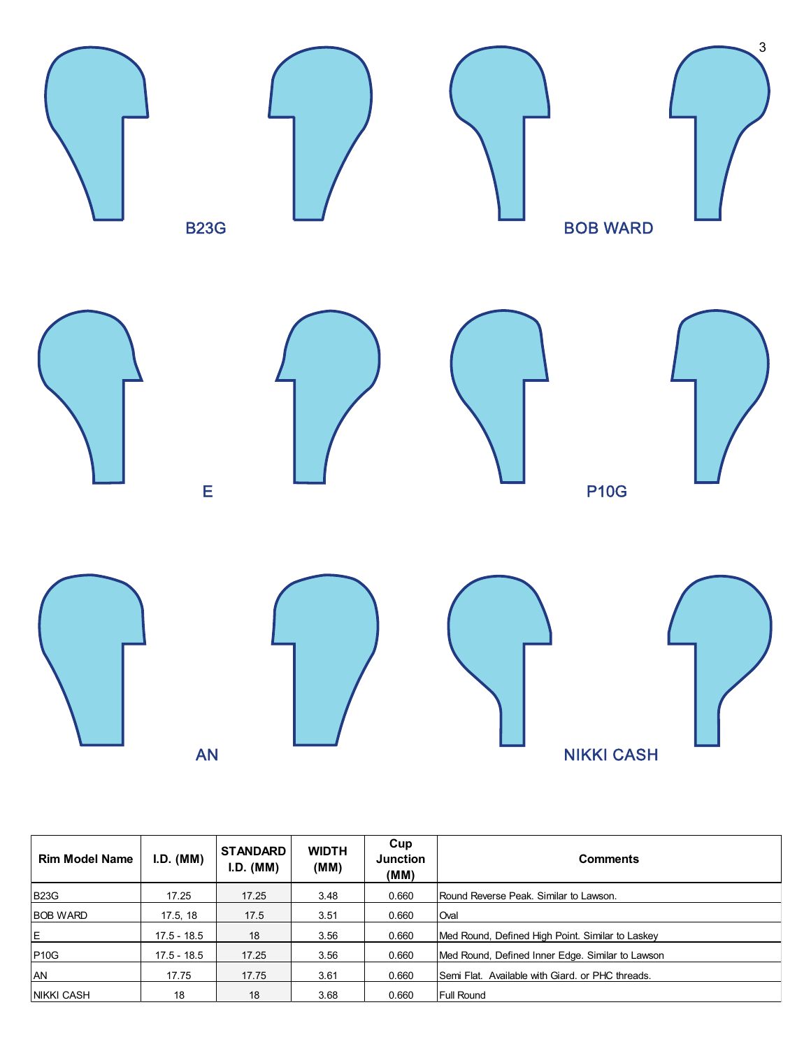B23G

BOB WARD

E

P10G

AN

NIKKI CASH

| Rim Model Name | I.D. (MM) | STANDARD I.D. (MM) | WIDTH (MM) | Cup Junction (MM) | Comments |
|---|---|---|---|---|---|
| B23G | 17.25 | 17.25 | 3.48 | 0.660 | Round Reverse Peak. Similar to Lawson. |
| BOB WARD | 17.5, 18 | 17.5 | 3.51 | 0.660 | Oval |
| E | 17.5 - 18.5 | 18 | 3.56 | 0.660 | Med Round, Defined High Point. Similar to Laskey |
| P10G | 17.5 - 18.5 | 17.25 | 3.56 | 0.660 | Med Round, Defined Inner Edge. Similar to Lawson |
| AN | 17.75 | 17.75 | 3.61 | 0.660 | Semi Flat. Available with Giard. or PHC threads. |
| NIKKI CASH | 18 | 18 | 3.68 | 0.660 | Full Round |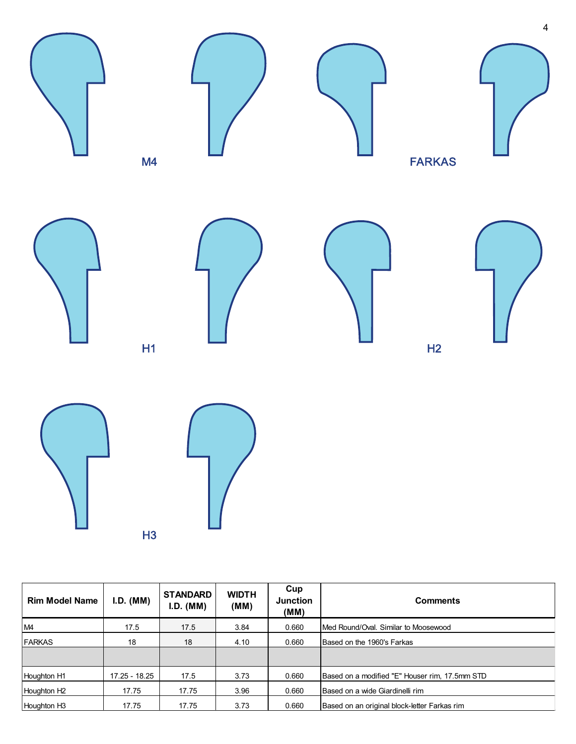M4

FARKAS

H1

H2

H3

| Rim Model Name | I.D. (MM) | STANDARD I.D. (MM) | WIDTH (MM) | Cup Junction (MM) | Comments |
|---|---|---|---|---|---|
| M4 | 17.5 | 17.5 | 3.84 | 0.660 | Med Round/Oval. Similar to Moosewood |
| FARKAS | 18 | 18 | 4.10 | 0.660 | Based on the 1960's Farkas |
| | | | | | |
| Houghton H1 | 17.25 - 18.25 | 17.5 | 3.73 | 0.660 | Based on a modified "E" Houser rim, 17.5mm STD |
| Houghton H2 | 17.75 | 17.75 | 3.96 | 0.660 | Based on a wide Giardinelli rim |
| Houghton H3 | 17.75 | 17.75 | 3.73 | 0.660 | Based on an original block-letter Farkas rim |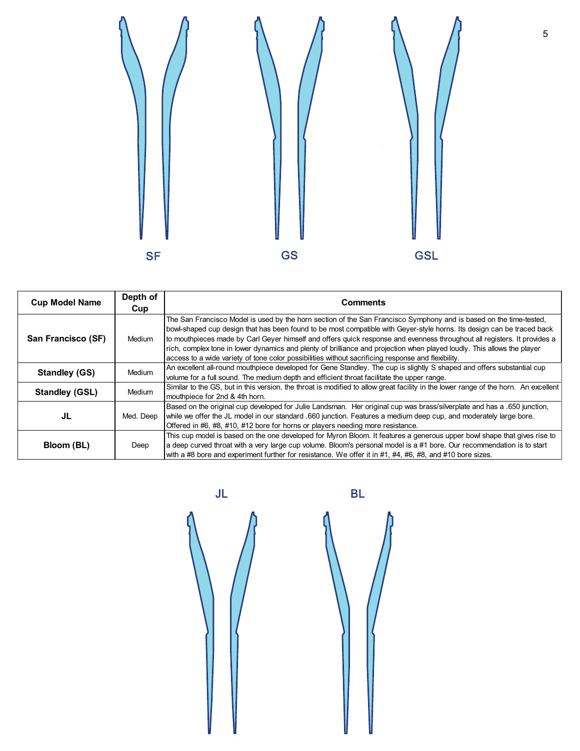SF GS GSL

| Cup Model Name | Depth of Cup | Comments |
| --- | --- | --- |
| **San Francisco (SF)** | Medium | The San Francisco Model is used by the horn section of the San Francisco Symphony and is based on the time-tested, bowl-shaped cup design that has been found to be most compatible with Geyer-style horns. Its design can be traced back to mouthpieces made by Carl Geyer himself and offers quick response and evenness throughout all registers. It provides a rich, complex tone in lower dynamics and plenty of brilliance and projection when played loudly. This allows the player access to a wide variety of tone color possibilities without sacrificing response and flexibility. |
| **Standley (GS)** | Medium | An excellent all-round mouthpiece developed for Gene Standley. The cup is slightly S shaped and offers substantial cup volume for a full sound. The medium depth and efficient throat facilitate the upper range. |
| **Standley (GSL)** | Medium | Similar to the GS, but in this version, the throat is modified to allow great facility in the lower range of the horn. An excellent mouthpiece for 2nd & 4th horn. |
| **JL** | Med. Deep | Based on the original cup developed for Julie Landsman. Her original cup was brass/silverplate and has a .650 junction, while we offer the JL model in our standard .660 junction. Features a medium deep cup, and moderately large bore. Offered in #6, #8, #10, #12 bore for horns or players needing more resistance. |
| **Bloom (BL)** | Deep | This cup model is based on the one developed for Myron Bloom. It features a generous upper bowl shape that gives rise to a deep curved throat with a very large cup volume. Bloom's personal model is a #1 bore. Our recommendation is to start with a #8 bore and experiment further for resistance. We offer it in #1, #4, #6, #8, and #10 bore sizes. |

JL BL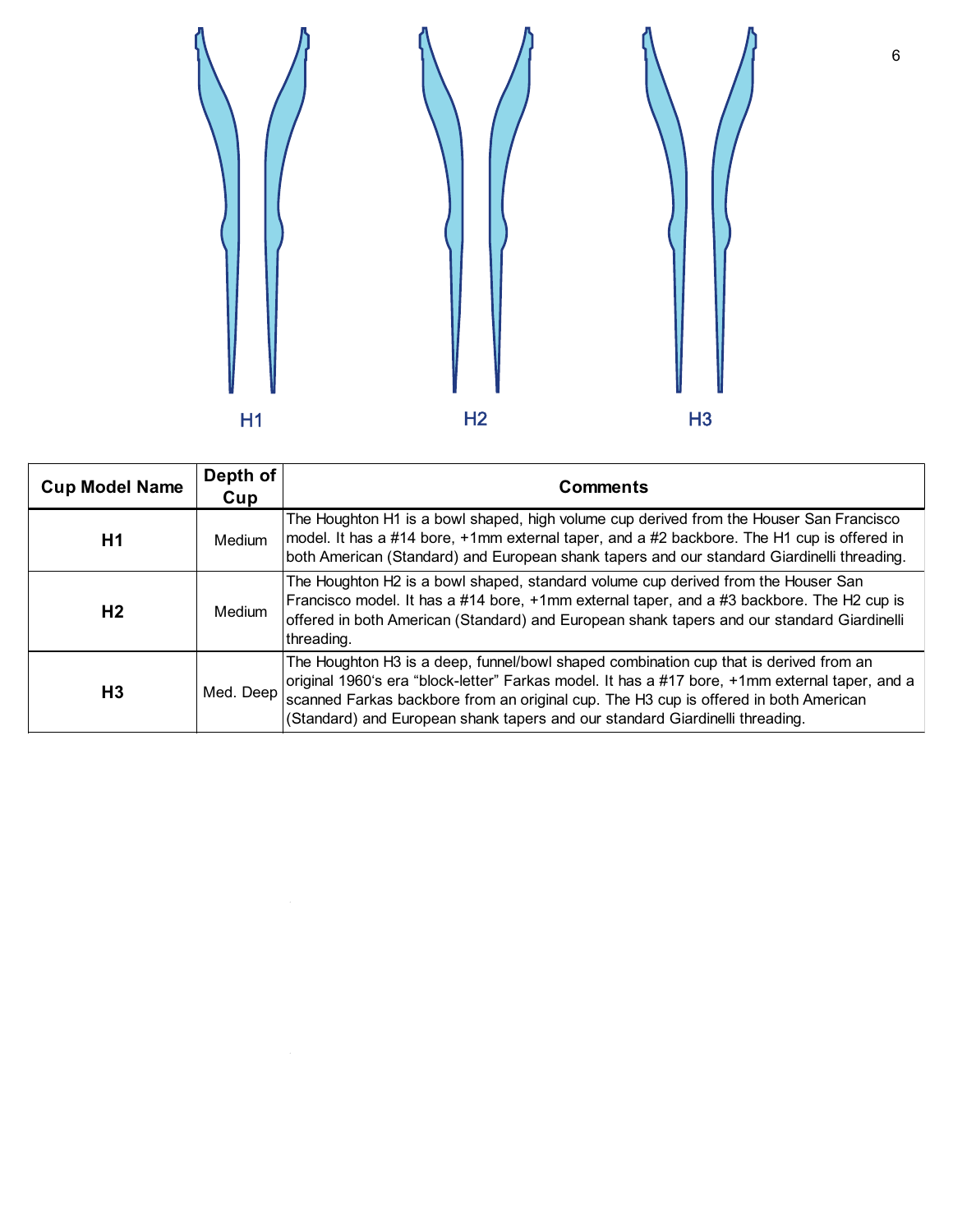H1

H2

H3

| Cup Model Name | Depth of Cup | Comments |
|---|---|---|
| **H1** | Medium | The Houghton H1 is a bowl shaped, high volume cup derived from the Houser San Francisco model. It has a #14 bore, +1mm external taper, and a #2 backbore. The H1 cup is offered in both American (Standard) and European shank tapers and our standard Giardinelli threading. |
| **H2** | Medium | The Houghton H2 is a bowl shaped, standard volume cup derived from the Houser San Francisco model. It has a #14 bore, +1mm external taper, and a #3 backbore. The H2 cup is offered in both American (Standard) and European shank tapers and our standard Giardinelli threading. |
| **H3** | Med. Deep | The Houghton H3 is a deep, funnel/bowl shaped combination cup that is derived from an original 1960's era "block-letter" Farkas model. It has a #17 bore, +1mm external taper, and a scanned Farkas backbore from an original cup. The H3 cup is offered in both American (Standard) and European shank tapers and our standard Giardinelli threading. |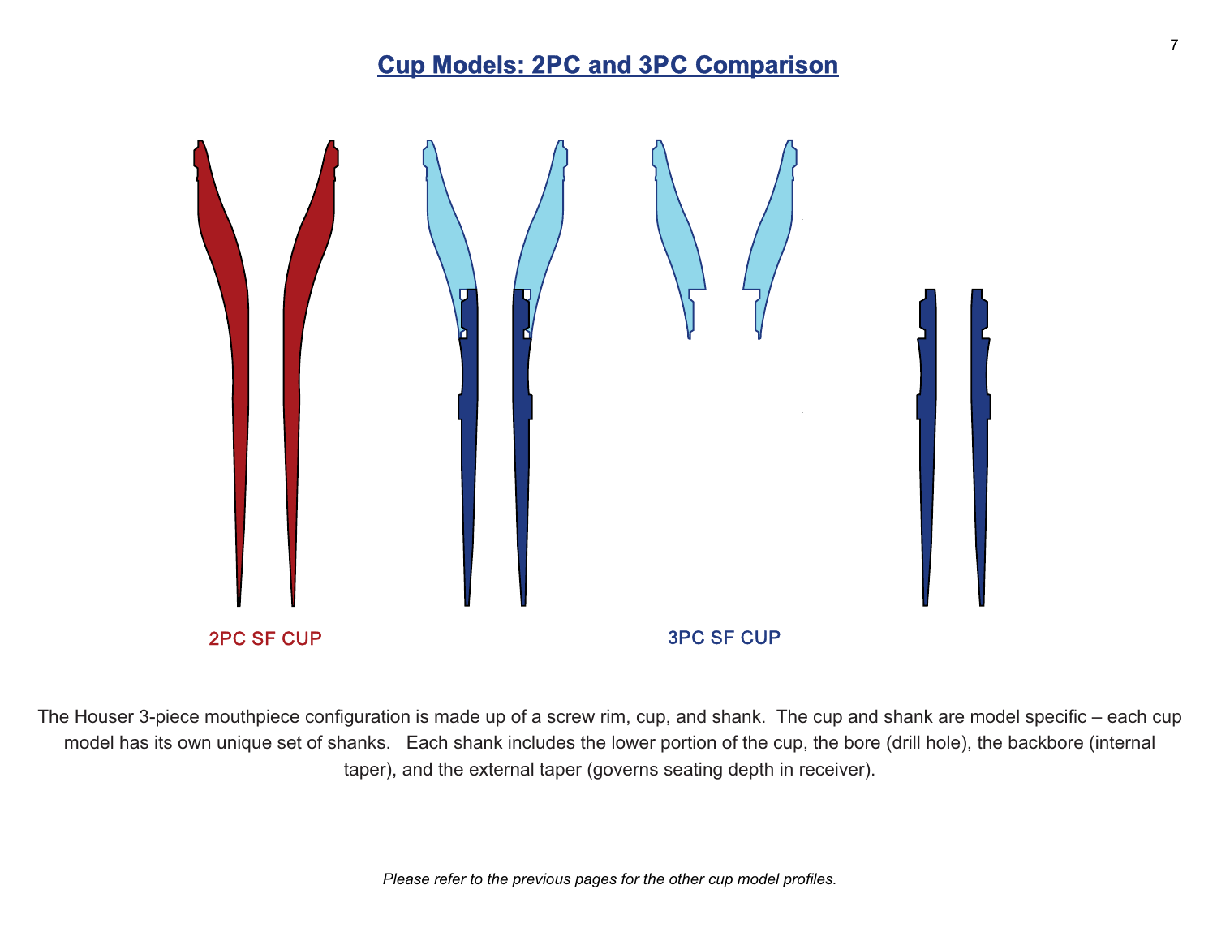# Cup Models: 2PC and 3PC Comparison

2PC SF CUP

3PC SF CUP

The Houser 3-piece mouthpiece configuration is made up of a screw rim, cup, and shank. The cup and shank are model specific – each cup model has its own unique set of shanks. Each shank includes the lower portion of the cup, the bore (drill hole), the backbore (internal taper), and the external taper (governs seating depth in receiver).

*Please refer to the previous pages for the other cup model profiles.*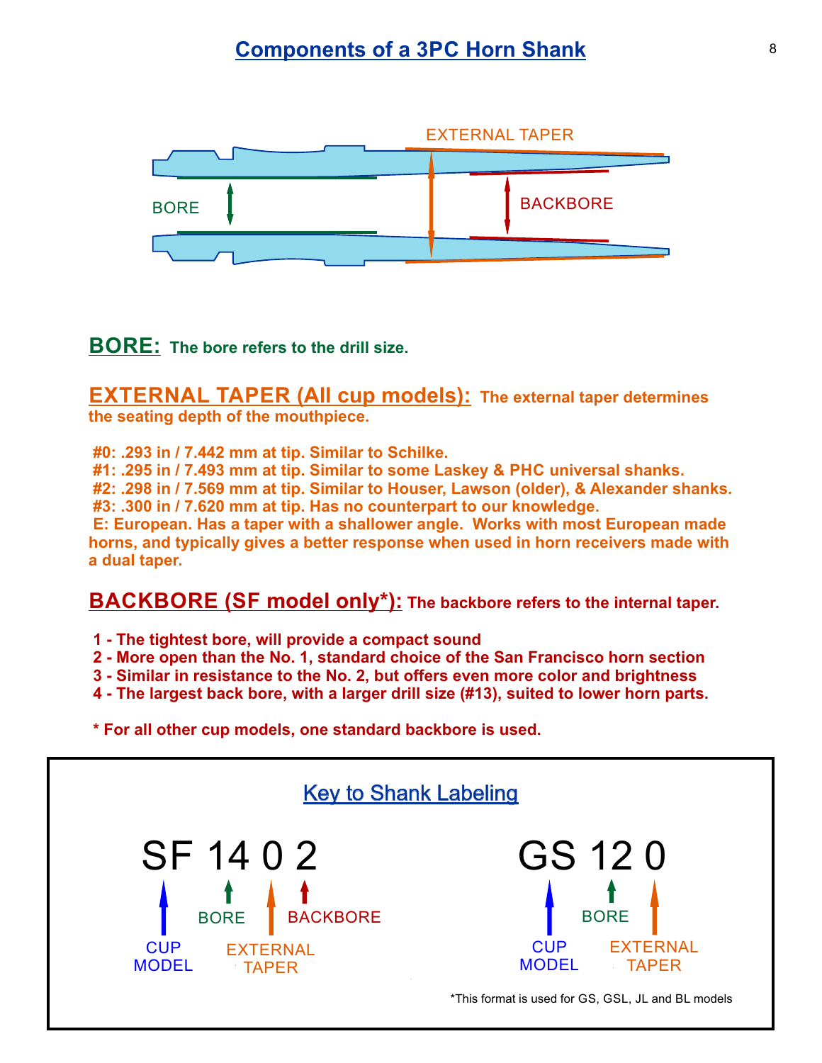# Components of a 3PC Horn Shank

EXTERNAL TAPER

BORE

BACKBORE

**BORE:** **The bore refers to the drill size.**

**EXTERNAL TAPER (All cup models):** **The external taper determines the seating depth of the mouthpiece.**

**#0: .293 in / 7.442 mm at tip. Similar to Schilke.**
**#1: .295 in / 7.493 mm at tip. Similar to some Laskey & PHC universal shanks.**
**#2: .298 in / 7.569 mm at tip. Similar to Houser, Lawson (older), & Alexander shanks.**
**#3: .300 in / 7.620 mm at tip. Has no counterpart to our knowledge.**
**E: European. Has a taper with a shallower angle. Works with most European made horns, and typically gives a better response when used in horn receivers made with a dual taper.**

**BACKBORE (SF model only*):** **The backbore refers to the internal taper.**

**1 - The tightest bore, will provide a compact sound**
**2 - More open than the No. 1, standard choice of the San Francisco horn section**
**3 - Similar in resistance to the No. 2, but offers even more color and brightness**
**4 - The largest back bore, with a larger drill size (#13), suited to lower horn parts.**

**\* For all other cup models, one standard backbore is used.**

## Key to Shank Labeling

SF 14 0 2

CUP MODEL — BORE — EXTERNAL TAPER — BACKBORE

GS 12 0

CUP MODEL — BORE — EXTERNAL TAPER

*This format is used for GS, GSL, JL and BL models